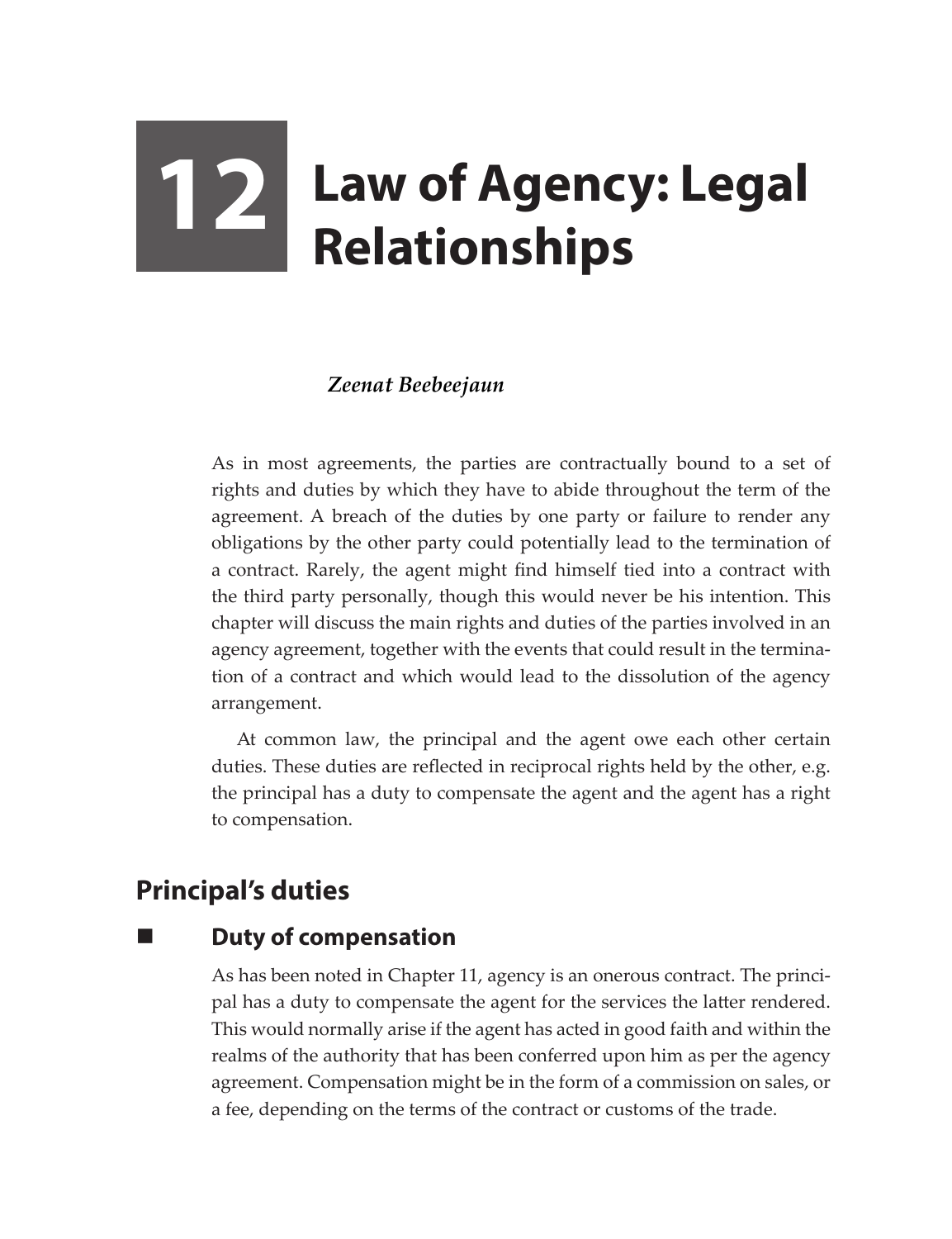# 12 Law of Agency: Legal Relationships

*Zeenat Beebeejaun*

As in most agreements, the parties are contractually bound to a set of rights and duties by which they have to abide throughout the term of the agreement. A breach of the duties by one party or failure to render any obligations by the other party could potentially lead to the termination of a contract. Rarely, the agent might find himself tied into a contract with the third party personally, though this would never be his intention. This chapter will discuss the main rights and duties of the parties involved in an agency agreement, together with the events that could result in the termination of a contract and which would lead to the dissolution of the agency arrangement.

At common law, the principal and the agent owe each other certain duties. These duties are reflected in reciprocal rights held by the other, e.g. the principal has a duty to compensate the agent and the agent has a right to compensation.

## Principal's duties

### Duty of compensation

As has been noted in Chapter 11, agency is an onerous contract. The principal has a duty to compensate the agent for the services the latter rendered. This would normally arise if the agent has acted in good faith and within the realms of the authority that has been conferred upon him as per the agency agreement. Compensation might be in the form of a commission on sales, or a fee, depending on the terms of the contract or customs of the trade.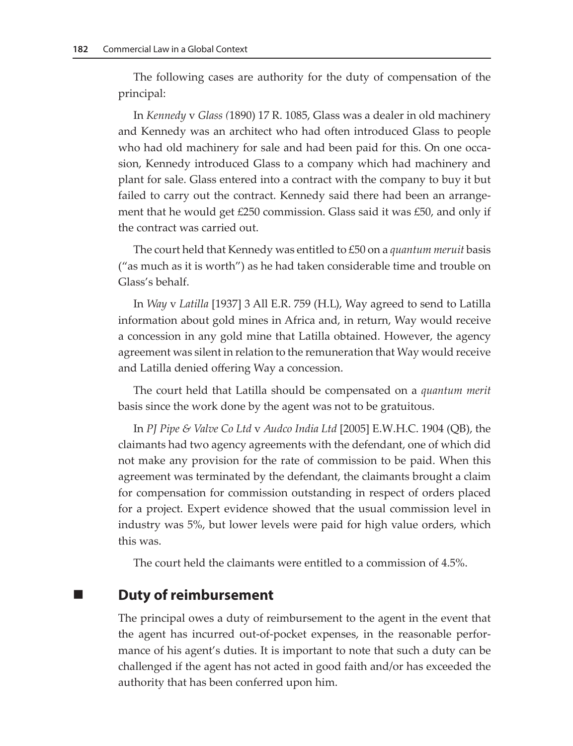The following cases are authority for the duty of compensation of the principal:

In *Kennedy* v *Glass (*1890) 17 R. 1085, Glass was a dealer in old machinery and Kennedy was an architect who had often introduced Glass to people who had old machinery for sale and had been paid for this. On one occasion, Kennedy introduced Glass to a company which had machinery and plant for sale. Glass entered into a contract with the company to buy it but failed to carry out the contract. Kennedy said there had been an arrangement that he would get £250 commission. Glass said it was £50, and only if the contract was carried out.

The court held that Kennedy was entitled to £50 on a *quantum meruit* basis ("as much as it is worth") as he had taken considerable time and trouble on Glass's behalf.

In *Way* v *Latilla* [1937] 3 All E.R. 759 (H.L), Way agreed to send to Latilla information about gold mines in Africa and, in return, Way would receive a concession in any gold mine that Latilla obtained. However, the agency agreement was silent in relation to the remuneration that Way would receive and Latilla denied offering Way a concession.

The court held that Latilla should be compensated on a *quantum merit* basis since the work done by the agent was not to be gratuitous.

In *PJ Pipe & Valve Co Ltd* v *Audco India Ltd* [2005] E.W.H.C. 1904 (QB), the claimants had two agency agreements with the defendant, one of which did not make any provision for the rate of commission to be paid. When this agreement was terminated by the defendant, the claimants brought a claim for compensation for commission outstanding in respect of orders placed for a project. Expert evidence showed that the usual commission level in industry was 5%, but lower levels were paid for high value orders, which this was.

The court held the claimants were entitled to a commission of 4.5%.

## Duty of reimbursement

The principal owes a duty of reimbursement to the agent in the event that the agent has incurred out-of-pocket expenses, in the reasonable performance of his agent's duties. It is important to note that such a duty can be challenged if the agent has not acted in good faith and/or has exceeded the authority that has been conferred upon him.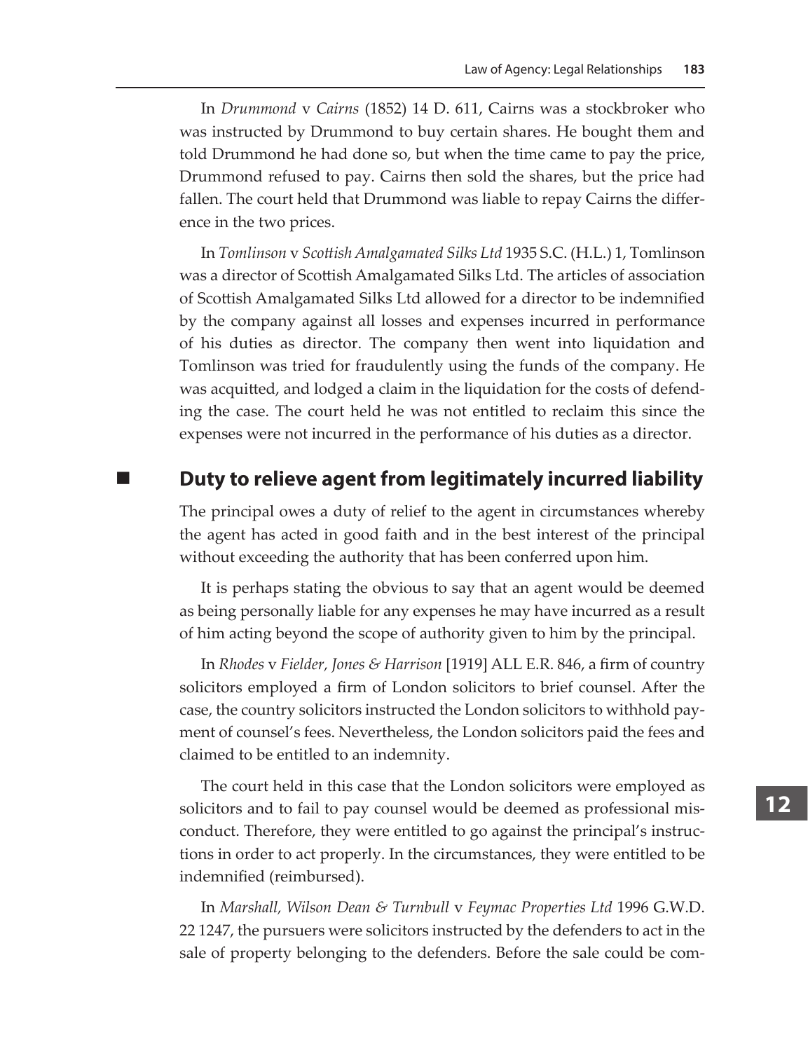In *Drummond* v *Cairns* (1852) 14 D. 611, Cairns was a stockbroker who was instructed by Drummond to buy certain shares. He bought them and told Drummond he had done so, but when the time came to pay the price, Drummond refused to pay. Cairns then sold the shares, but the price had fallen. The court held that Drummond was liable to repay Cairns the difference in the two prices.

In *Tomlinson* v *Scottish Amalgamated Silks Ltd* 1935 S.C. (H.L.) 1, Tomlinson was a director of Scottish Amalgamated Silks Ltd. The articles of association of Scottish Amalgamated Silks Ltd allowed for a director to be indemnified by the company against all losses and expenses incurred in performance of his duties as director. The company then went into liquidation and Tomlinson was tried for fraudulently using the funds of the company. He was acquitted, and lodged a claim in the liquidation for the costs of defending the case. The court held he was not entitled to reclaim this since the expenses were not incurred in the performance of his duties as a director.

## Duty to relieve agent from legitimately incurred liability

The principal owes a duty of relief to the agent in circumstances whereby the agent has acted in good faith and in the best interest of the principal without exceeding the authority that has been conferred upon him.

It is perhaps stating the obvious to say that an agent would be deemed as being personally liable for any expenses he may have incurred as a result of him acting beyond the scope of authority given to him by the principal.

In *Rhodes* v *Fielder, Jones & Harrison* [1919] ALL E.R. 846, a firm of country solicitors employed a firm of London solicitors to brief counsel. After the case, the country solicitors instructed the London solicitors to withhold payment of counsel's fees. Nevertheless, the London solicitors paid the fees and claimed to be entitled to an indemnity.

The court held in this case that the London solicitors were employed as solicitors and to fail to pay counsel would be deemed as professional misconduct. Therefore, they were entitled to go against the principal's instructions in order to act properly. In the circumstances, they were entitled to be indemnified (reimbursed).

In *Marshall, Wilson Dean & Turnbull* v *Feymac Properties Ltd* 1996 G.W.D. 22 1247, the pursuers were solicitors instructed by the defenders to act in the sale of property belonging to the defenders. Before the sale could be com-